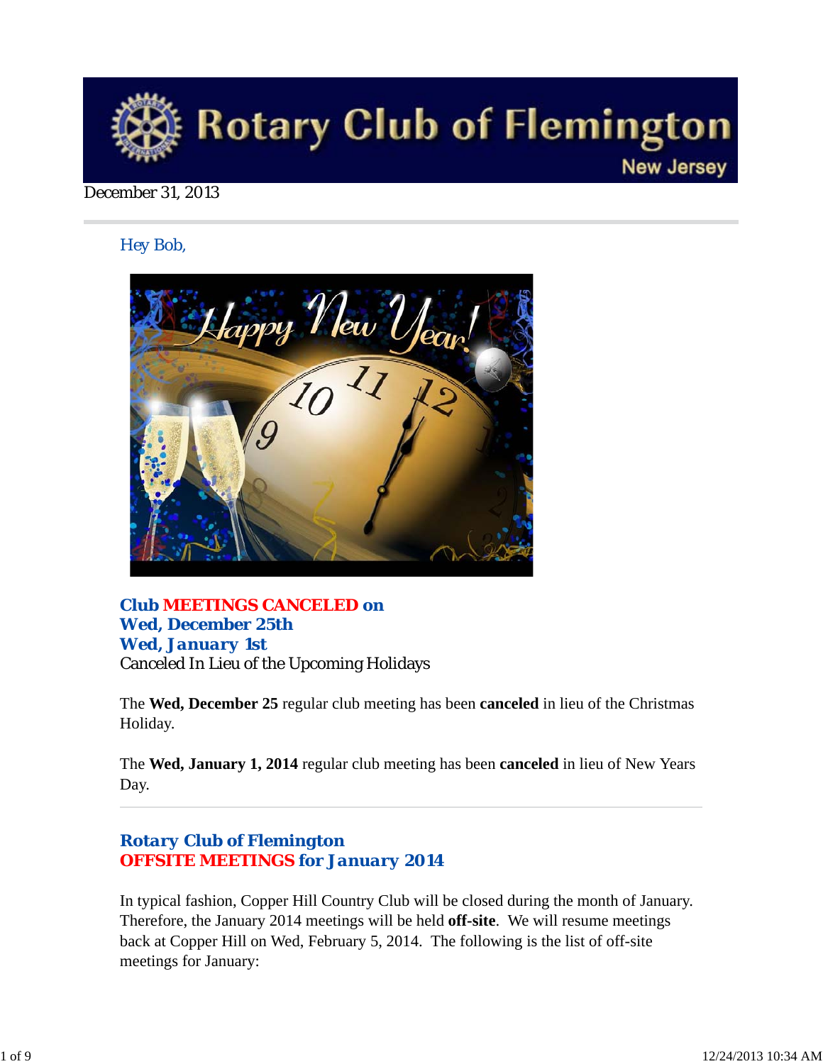# Rotary Club of Flemington

New Jersey

December 31, 2013

Hey Bob,

**Club MEETINGS CANCELED on**
**Wed, December 25th**
**Wed, January 1st**
Canceled In Lieu of the Upcoming Holidays

The **Wed, December 25** regular club meeting has been **canceled** in lieu of the Christmas Holiday.

The **Wed, January 1, 2014** regular club meeting has been **canceled** in lieu of New Years Day.

---

## Rotary Club of Flemington
## OFFSITE MEETINGS for January 2014

In typical fashion, Copper Hill Country Club will be closed during the month of January. Therefore, the January 2014 meetings will be held **off-site**. We will resume meetings back at Copper Hill on Wed, February 5, 2014. The following is the list of off-site meetings for January: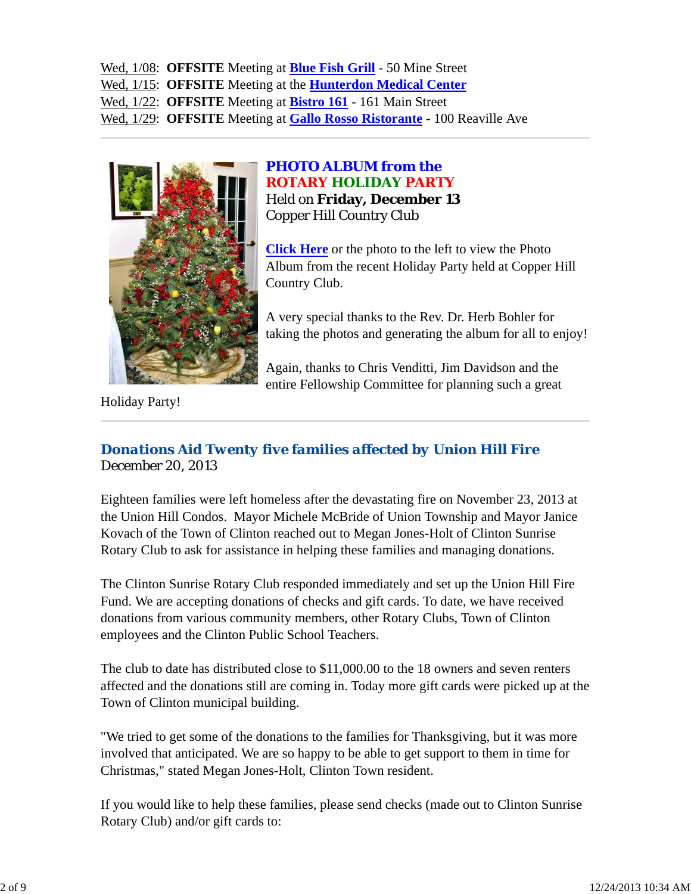Wed, 1/08: **OFFSITE** Meeting at **Blue Fish Grill** - 50 Mine Street
Wed, 1/15: **OFFSITE** Meeting at the **Hunterdon Medical Center**
Wed, 1/22: **OFFSITE** Meeting at **Bistro 161** - 161 Main Street
Wed, 1/29: **OFFSITE** Meeting at **Gallo Rosso Ristorante** - 100 Reaville Ave

---

## PHOTO ALBUM from the ROTARY HOLIDAY PARTY

Held on **Friday, December 13**
Copper Hill Country Club

**Click Here** or the photo to the left to view the Photo Album from the recent Holiday Party held at Copper Hill Country Club.

A very special thanks to the Rev. Dr. Herb Bohler for taking the photos and generating the album for all to enjoy!

Again, thanks to Chris Venditti, Jim Davidson and the entire Fellowship Committee for planning such a great Holiday Party!

---

## *Donations Aid Twenty five families affected by Union Hill Fire*

December 20, 2013

Eighteen families were left homeless after the devastating fire on November 23, 2013 at the Union Hill Condos. Mayor Michele McBride of Union Township and Mayor Janice Kovach of the Town of Clinton reached out to Megan Jones-Holt of Clinton Sunrise Rotary Club to ask for assistance in helping these families and managing donations.

The Clinton Sunrise Rotary Club responded immediately and set up the Union Hill Fire Fund. We are accepting donations of checks and gift cards. To date, we have received donations from various community members, other Rotary Clubs, Town of Clinton employees and the Clinton Public School Teachers.

The club to date has distributed close to $11,000.00 to the 18 owners and seven renters affected and the donations still are coming in. Today more gift cards were picked up at the Town of Clinton municipal building.

"We tried to get some of the donations to the families for Thanksgiving, but it was more involved that anticipated. We are so happy to be able to get support to them in time for Christmas," stated Megan Jones-Holt, Clinton Town resident.

If you would like to help these families, please send checks (made out to Clinton Sunrise Rotary Club) and/or gift cards to: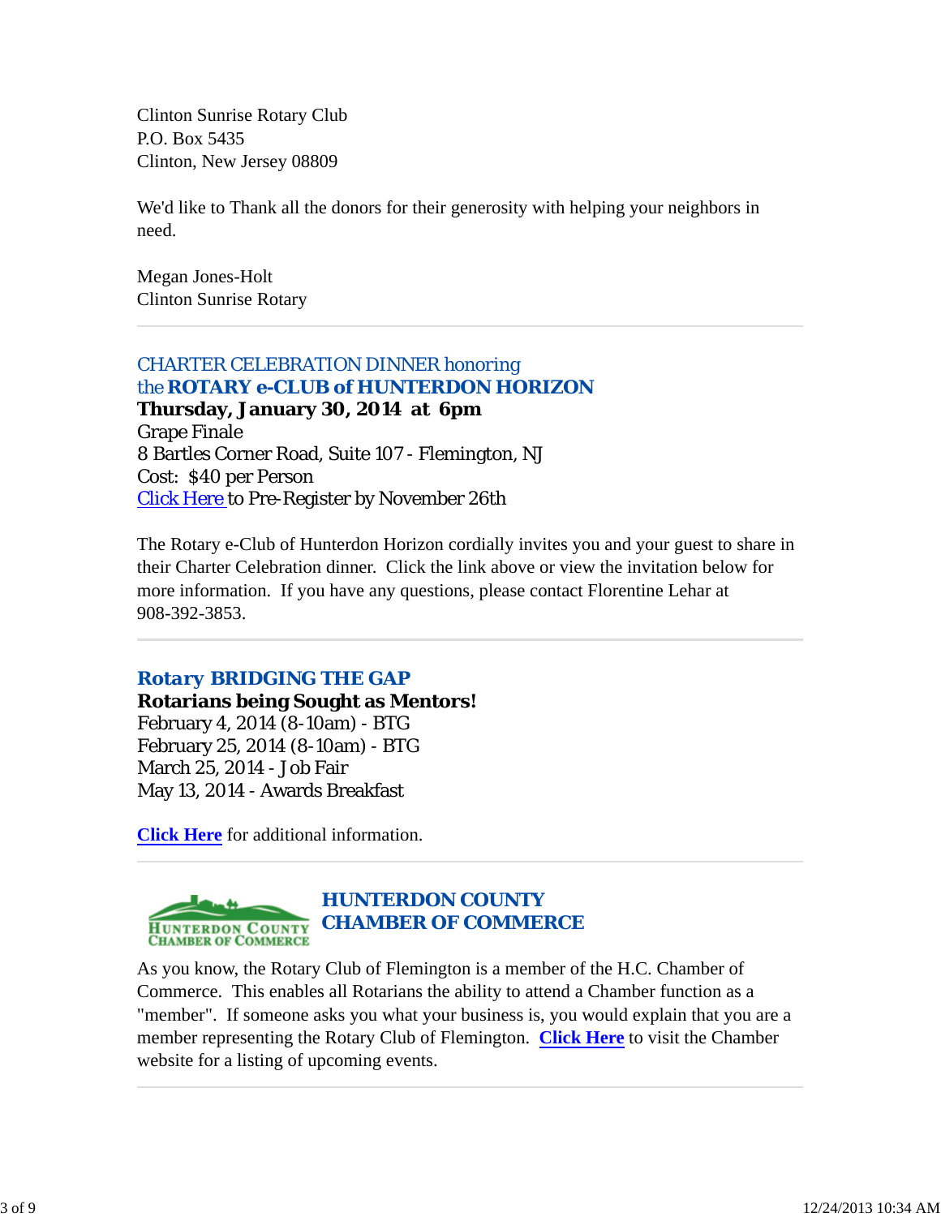Clinton Sunrise Rotary Club
P.O. Box 5435
Clinton, New Jersey 08809

We'd like to Thank all the donors for their generosity with helping your neighbors in need.

Megan Jones-Holt
Clinton Sunrise Rotary

---

## CHARTER CELEBRATION DINNER honoring the **ROTARY e-CLUB of HUNTERDON HORIZON**

**Thursday, January 30, 2014 at 6pm**
Grape Finale
8 Bartles Corner Road, Suite 107 - Flemington, NJ
Cost: $40 per Person
Click Here to Pre-Register by November 26th

The Rotary e-Club of Hunterdon Horizon cordially invites you and your guest to share in their Charter Celebration dinner. Click the link above or view the invitation below for more information. If you have any questions, please contact Florentine Lehar at 908-392-3853.

---

## Rotary BRIDGING THE GAP

**Rotarians being Sought as Mentors!**
February 4, 2014 (8-10am) - BTG
February 25, 2014 (8-10am) - BTG
March 25, 2014 - Job Fair
May 13, 2014 - Awards Breakfast

**Click Here** for additional information.

---

## HUNTERDON COUNTY CHAMBER OF COMMERCE

As you know, the Rotary Club of Flemington is a member of the H.C. Chamber of Commerce. This enables all Rotarians the ability to attend a Chamber function as a "member". If someone asks you what your business is, you would explain that you are a member representing the Rotary Club of Flemington. **Click Here** to visit the Chamber website for a listing of upcoming events.

---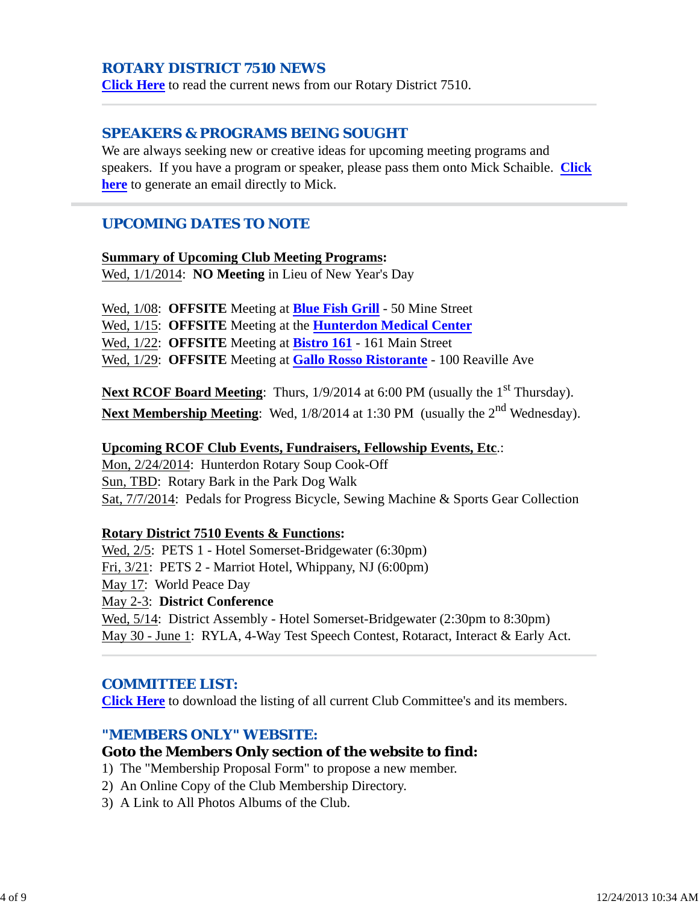## ROTARY DISTRICT 7510 NEWS

**Click Here** to read the current news from our Rotary District 7510.

---

## SPEAKERS & PROGRAMS BEING SOUGHT

We are always seeking new or creative ideas for upcoming meeting programs and speakers. If you have a program or speaker, please pass them onto Mick Schaible. **Click here** to generate an email directly to Mick.

---

## UPCOMING DATES TO NOTE

**Summary of Upcoming Club Meeting Programs:**

Wed, 1/1/2014: **NO Meeting** in Lieu of New Year's Day

Wed, 1/08: **OFFSITE** Meeting at **Blue Fish Grill** - 50 Mine Street
Wed, 1/15: **OFFSITE** Meeting at the **Hunterdon Medical Center**
Wed, 1/22: **OFFSITE** Meeting at **Bistro 161** - 161 Main Street
Wed, 1/29: **OFFSITE** Meeting at **Gallo Rosso Ristorante** - 100 Reaville Ave

**Next RCOF Board Meeting**: Thurs, 1/9/2014 at 6:00 PM (usually the 1st Thursday).
**Next Membership Meeting**: Wed, 1/8/2014 at 1:30 PM (usually the 2nd Wednesday).

**Upcoming RCOF Club Events, Fundraisers, Fellowship Events, Etc.**:

Mon, 2/24/2014: Hunterdon Rotary Soup Cook-Off
Sun, TBD: Rotary Bark in the Park Dog Walk
Sat, 7/7/2014: Pedals for Progress Bicycle, Sewing Machine & Sports Gear Collection

**Rotary District 7510 Events & Functions:**

Wed, 2/5: PETS 1 - Hotel Somerset-Bridgewater (6:30pm)
Fri, 3/21: PETS 2 - Marriot Hotel, Whippany, NJ (6:00pm)
May 17: World Peace Day
May 2-3: **District Conference**
Wed, 5/14: District Assembly - Hotel Somerset-Bridgewater (2:30pm to 8:30pm)
May 30 - June 1: RYLA, 4-Way Test Speech Contest, Rotaract, Interact & Early Act.

---

## COMMITTEE LIST:

**Click Here** to download the listing of all current Club Committee's and its members.

## "MEMBERS ONLY" WEBSITE:

### Goto the Members Only section of the website to find:

1) The "Membership Proposal Form" to propose a new member.
2) An Online Copy of the Club Membership Directory.
3) A Link to All Photos Albums of the Club.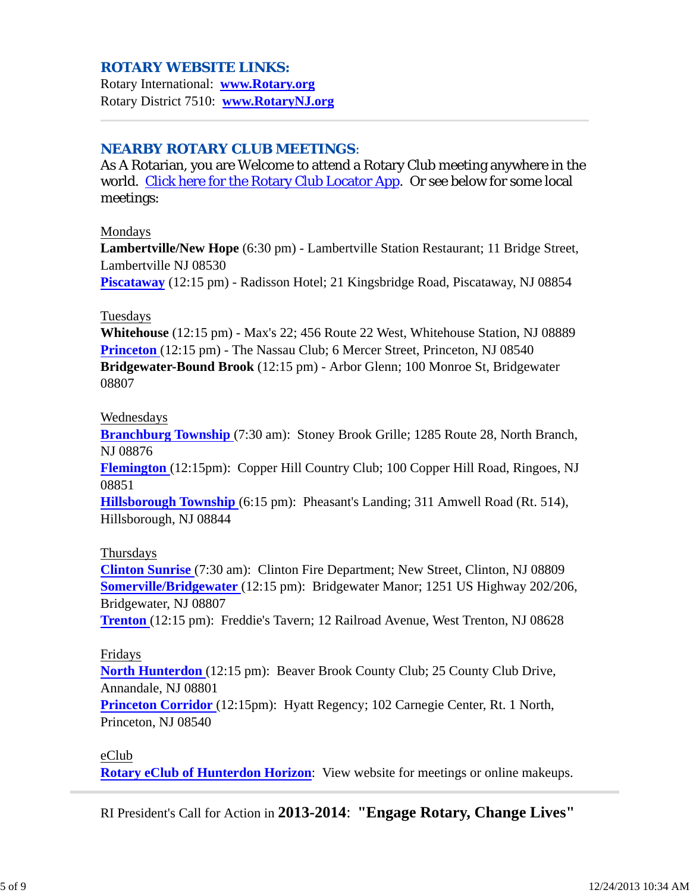## ROTARY WEBSITE LINKS:

Rotary International: **www.Rotary.org**
Rotary District 7510: **www.RotaryNJ.org**

---

## NEARBY ROTARY CLUB MEETINGS:

As A Rotarian, you are Welcome to attend a Rotary Club meeting anywhere in the world. Click here for the Rotary Club Locator App. Or see below for some local meetings:

Mondays
**Lambertville/New Hope** (6:30 pm) - Lambertville Station Restaurant; 11 Bridge Street, Lambertville NJ 08530
**Piscataway** (12:15 pm) - Radisson Hotel; 21 Kingsbridge Road, Piscataway, NJ 08854

Tuesdays
**Whitehouse** (12:15 pm) - Max's 22; 456 Route 22 West, Whitehouse Station, NJ 08889
**Princeton** (12:15 pm) - The Nassau Club; 6 Mercer Street, Princeton, NJ 08540
**Bridgewater-Bound Brook** (12:15 pm) - Arbor Glenn; 100 Monroe St, Bridgewater 08807

Wednesdays
**Branchburg Township** (7:30 am): Stoney Brook Grille; 1285 Route 28, North Branch, NJ 08876
**Flemington** (12:15pm): Copper Hill Country Club; 100 Copper Hill Road, Ringoes, NJ 08851
**Hillsborough Township** (6:15 pm): Pheasant's Landing; 311 Amwell Road (Rt. 514), Hillsborough, NJ 08844

Thursdays
**Clinton Sunrise** (7:30 am): Clinton Fire Department; New Street, Clinton, NJ 08809
**Somerville/Bridgewater** (12:15 pm): Bridgewater Manor; 1251 US Highway 202/206, Bridgewater, NJ 08807
**Trenton** (12:15 pm): Freddie's Tavern; 12 Railroad Avenue, West Trenton, NJ 08628

Fridays
**North Hunterdon** (12:15 pm): Beaver Brook County Club; 25 County Club Drive, Annandale, NJ 08801
**Princeton Corridor** (12:15pm): Hyatt Regency; 102 Carnegie Center, Rt. 1 North, Princeton, NJ 08540

eClub
**Rotary eClub of Hunterdon Horizon**: View website for meetings or online makeups.

---

RI President's Call for Action in **2013-2014**: **"Engage Rotary, Change Lives"**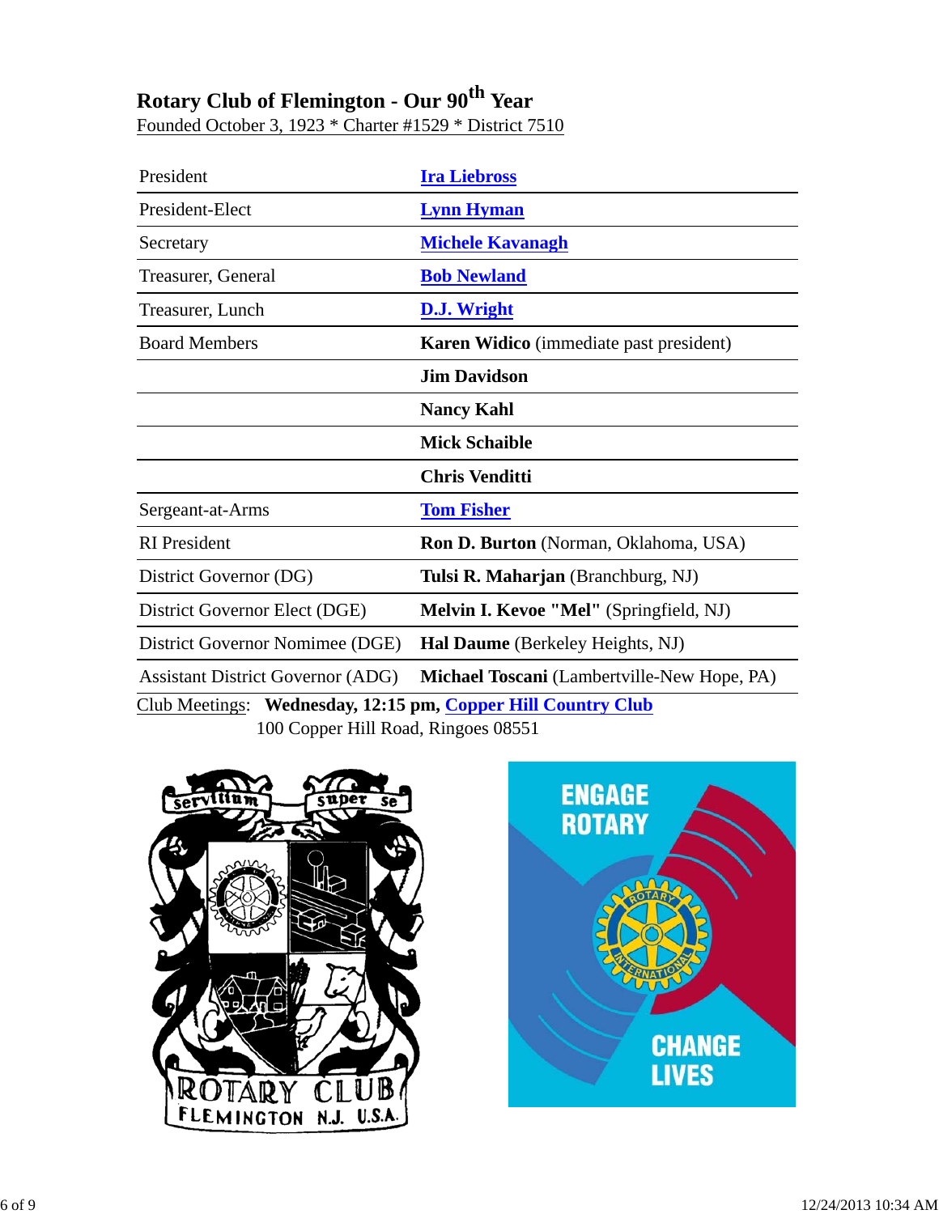## Rotary Club of Flemington - Our 90th Year

Founded October 3, 1923 * Charter #1529 * District 7510

| | |
|---|---|
| President | **Ira Liebross** |
| President-Elect | **Lynn Hyman** |
| Secretary | **Michele Kavanagh** |
| Treasurer, General | **Bob Newland** |
| Treasurer, Lunch | **D.J. Wright** |
| Board Members | **Karen Widico** (immediate past president) |
| | **Jim Davidson** |
| | **Nancy Kahl** |
| | **Mick Schaible** |
| | **Chris Venditti** |
| Sergeant-at-Arms | **Tom Fisher** |
| RI President | **Ron D. Burton** (Norman, Oklahoma, USA) |
| District Governor (DG) | **Tulsi R. Maharjan** (Branchburg, NJ) |
| District Governor Elect (DGE) | **Melvin I. Kevoe "Mel"** (Springfield, NJ) |
| District Governor Nomimee (DGE) | **Hal Daume** (Berkeley Heights, NJ) |
| Assistant District Governor (ADG) | **Michael Toscani** (Lambertville-New Hope, PA) |

Club Meetings: **Wednesday, 12:15 pm, Copper Hill Country Club**
100 Copper Hill Road, Ringoes 08551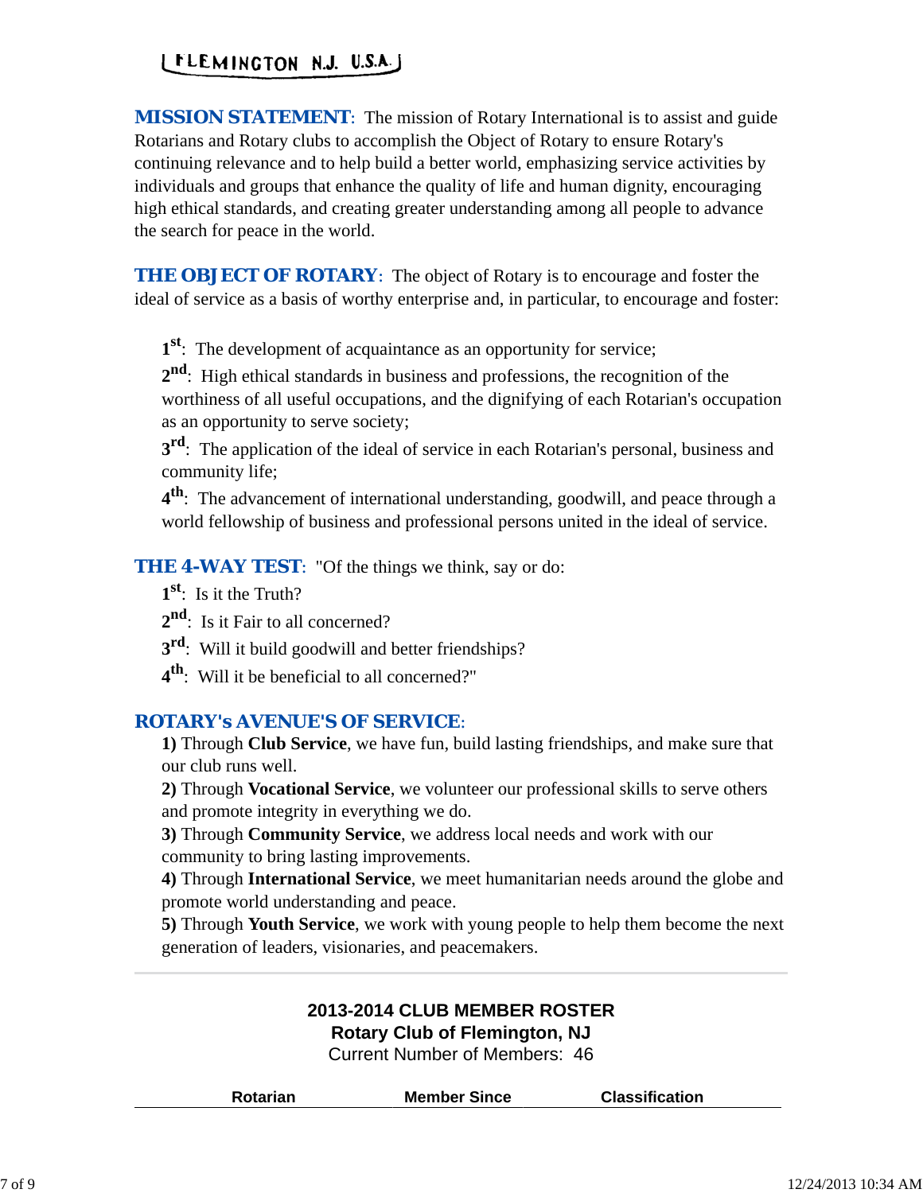FLEMINGTON N.J. U.S.A.

**MISSION STATEMENT**: The mission of Rotary International is to assist and guide Rotarians and Rotary clubs to accomplish the Object of Rotary to ensure Rotary's continuing relevance and to help build a better world, emphasizing service activities by individuals and groups that enhance the quality of life and human dignity, encouraging high ethical standards, and creating greater understanding among all people to advance the search for peace in the world.

**THE OBJECT OF ROTARY**: The object of Rotary is to encourage and foster the ideal of service as a basis of worthy enterprise and, in particular, to encourage and foster:

1st: The development of acquaintance as an opportunity for service;

2nd: High ethical standards in business and professions, the recognition of the worthiness of all useful occupations, and the dignifying of each Rotarian's occupation as an opportunity to serve society;

3rd: The application of the ideal of service in each Rotarian's personal, business and community life;

4th: The advancement of international understanding, goodwill, and peace through a world fellowship of business and professional persons united in the ideal of service.

**THE 4-WAY TEST**: "Of the things we think, say or do:

1st: Is it the Truth?

2nd: Is it Fair to all concerned?

3rd: Will it build goodwill and better friendships?

4th: Will it be beneficial to all concerned?"

**ROTARY's AVENUE'S OF SERVICE**:

**1)** Through **Club Service**, we have fun, build lasting friendships, and make sure that our club runs well.

**2)** Through **Vocational Service**, we volunteer our professional skills to serve others and promote integrity in everything we do.

**3)** Through **Community Service**, we address local needs and work with our community to bring lasting improvements.

**4)** Through **International Service**, we meet humanitarian needs around the globe and promote world understanding and peace.

**5)** Through **Youth Service**, we work with young people to help them become the next generation of leaders, visionaries, and peacemakers.

---

**2013-2014 CLUB MEMBER ROSTER**
**Rotary Club of Flemington, NJ**
Current Number of Members: 46

| Rotarian | Member Since | Classification |
|---|---|---|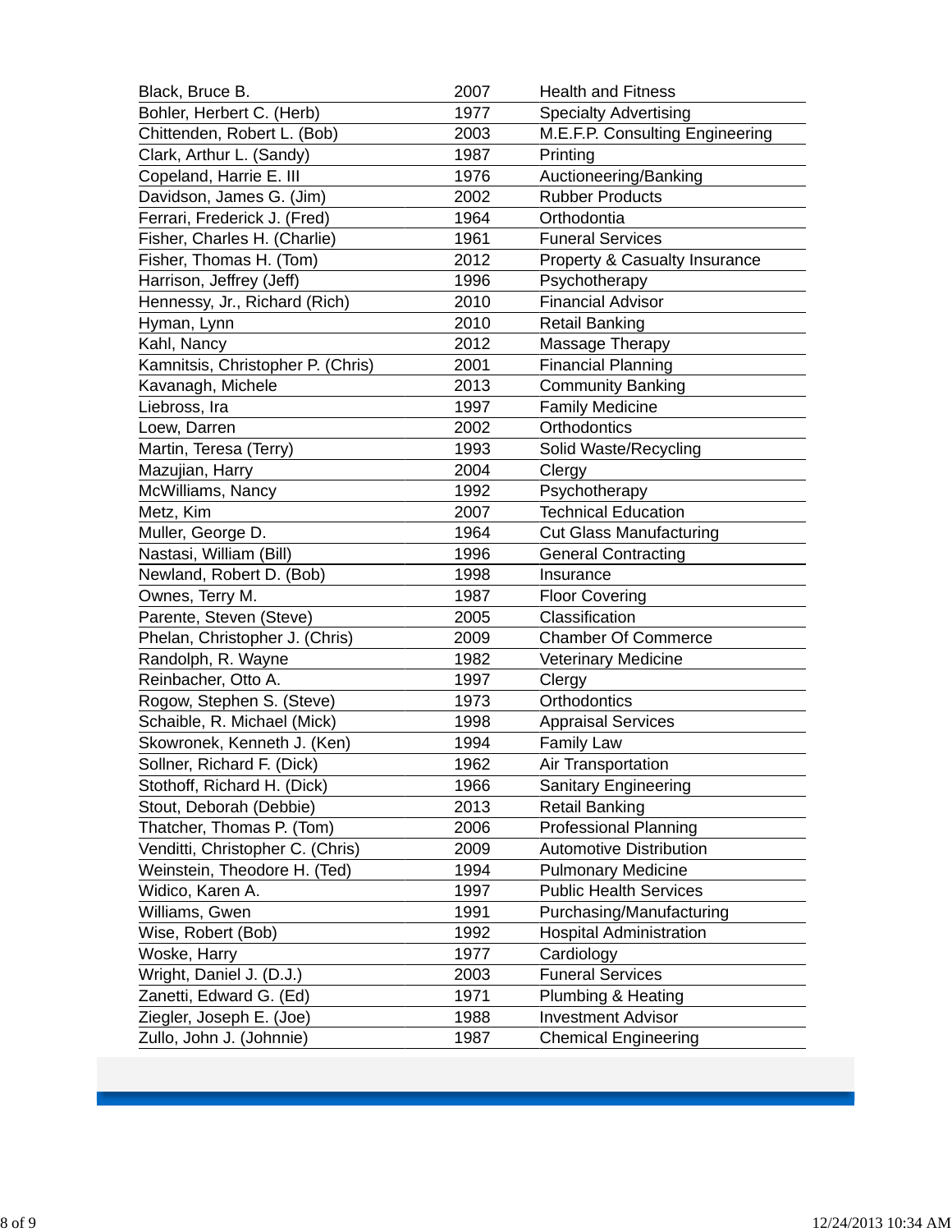| | | |
|---|---|---|
| Black, Bruce B. | 2007 | Health and Fitness |
| Bohler, Herbert C. (Herb) | 1977 | Specialty Advertising |
| Chittenden, Robert L. (Bob) | 2003 | M.E.F.P. Consulting Engineering |
| Clark, Arthur L. (Sandy) | 1987 | Printing |
| Copeland, Harrie E. III | 1976 | Auctioneering/Banking |
| Davidson, James G. (Jim) | 2002 | Rubber Products |
| Ferrari, Frederick J. (Fred) | 1964 | Orthodontia |
| Fisher, Charles H. (Charlie) | 1961 | Funeral Services |
| Fisher, Thomas H. (Tom) | 2012 | Property & Casualty Insurance |
| Harrison, Jeffrey (Jeff) | 1996 | Psychotherapy |
| Hennessy, Jr., Richard (Rich) | 2010 | Financial Advisor |
| Hyman, Lynn | 2010 | Retail Banking |
| Kahl, Nancy | 2012 | Massage Therapy |
| Kamnitsis, Christopher P. (Chris) | 2001 | Financial Planning |
| Kavanagh, Michele | 2013 | Community Banking |
| Liebross, Ira | 1997 | Family Medicine |
| Loew, Darren | 2002 | Orthodontics |
| Martin, Teresa (Terry) | 1993 | Solid Waste/Recycling |
| Mazujian, Harry | 2004 | Clergy |
| McWilliams, Nancy | 1992 | Psychotherapy |
| Metz, Kim | 2007 | Technical Education |
| Muller, George D. | 1964 | Cut Glass Manufacturing |
| Nastasi, William (Bill) | 1996 | General Contracting |
| Newland, Robert D. (Bob) | 1998 | Insurance |
| Ownes, Terry M. | 1987 | Floor Covering |
| Parente, Steven (Steve) | 2005 | Classification |
| Phelan, Christopher J. (Chris) | 2009 | Chamber Of Commerce |
| Randolph, R. Wayne | 1982 | Veterinary Medicine |
| Reinbacher, Otto A. | 1997 | Clergy |
| Rogow, Stephen S. (Steve) | 1973 | Orthodontics |
| Schaible, R. Michael (Mick) | 1998 | Appraisal Services |
| Skowronek, Kenneth J. (Ken) | 1994 | Family Law |
| Sollner, Richard F. (Dick) | 1962 | Air Transportation |
| Stothoff, Richard H. (Dick) | 1966 | Sanitary Engineering |
| Stout, Deborah (Debbie) | 2013 | Retail Banking |
| Thatcher, Thomas P. (Tom) | 2006 | Professional Planning |
| Venditti, Christopher C. (Chris) | 2009 | Automotive Distribution |
| Weinstein, Theodore H. (Ted) | 1994 | Pulmonary Medicine |
| Widico, Karen A. | 1997 | Public Health Services |
| Williams, Gwen | 1991 | Purchasing/Manufacturing |
| Wise, Robert (Bob) | 1992 | Hospital Administration |
| Woske, Harry | 1977 | Cardiology |
| Wright, Daniel J. (D.J.) | 2003 | Funeral Services |
| Zanetti, Edward G. (Ed) | 1971 | Plumbing & Heating |
| Ziegler, Joseph E. (Joe) | 1988 | Investment Advisor |
| Zullo, John J. (Johnnie) | 1987 | Chemical Engineering |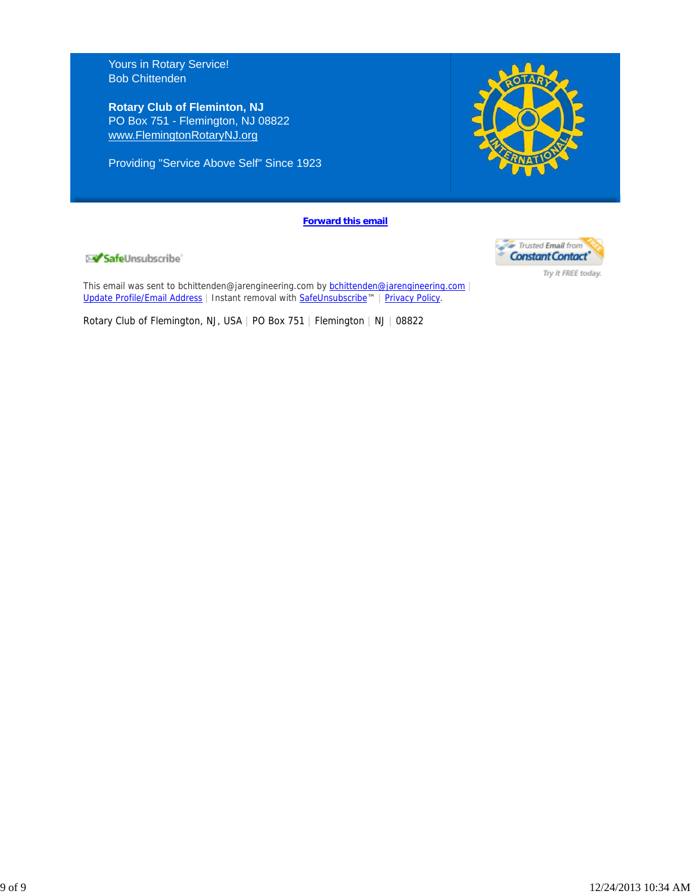Yours in Rotary Service!
Bob Chittenden

**Rotary Club of Fleminton, NJ**
PO Box 751 - Flemington, NJ 08822
www.FlemingtonRotaryNJ.org

Providing "Service Above Self" Since 1923

**Forward this email**

SafeUnsubscribe

Trusted Email from Constant Contact
Try it FREE today.

This email was sent to bchittenden@jarengineering.com by bchittenden@jarengineering.com | Update Profile/Email Address | Instant removal with SafeUnsubscribe™ | Privacy Policy.

Rotary Club of Flemington, NJ, USA | PO Box 751 | Flemington | NJ | 08822